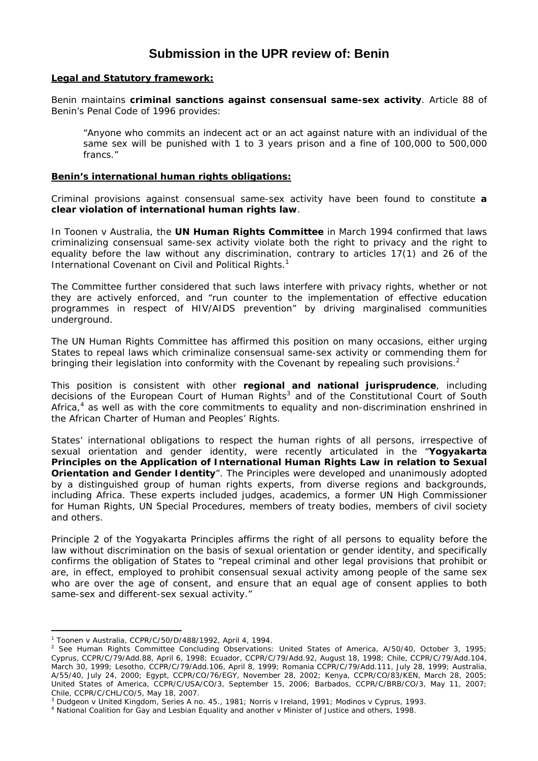# Submission in the UPR review of: Benin

**Legal and Statutory framework:**

Benin maintains **criminal sanctions against consensual same-sex activity**. Article 88 of Benin's Penal Code of 1996 provides:

> "Anyone who commits an indecent act or an act against nature with an individual of the same sex will be punished with 1 to 3 years prison and a fine of 100,000 to 500,000 francs."

**Benin's international human rights obligations:**

Criminal provisions against consensual same-sex activity have been found to constitute **a clear violation of international human rights law**.

In Toonen v Australia, the **UN Human Rights Committee** in March 1994 confirmed that laws criminalizing consensual same-sex activity violate both the right to privacy and the right to equality before the law without any discrimination, contrary to articles 17(1) and 26 of the International Covenant on Civil and Political Rights.[1]

The Committee further considered that such laws interfere with privacy rights, whether or not they are actively enforced, and "run counter to the implementation of effective education programmes in respect of HIV/AIDS prevention" by driving marginalised communities underground.

The UN Human Rights Committee has affirmed this position on many occasions, either urging States to repeal laws which criminalize consensual same-sex activity or commending them for bringing their legislation into conformity with the Covenant by repealing such provisions.[2]

This position is consistent with other **regional and national jurisprudence**, including decisions of the European Court of Human Rights[3] and of the Constitutional Court of South Africa,[4] as well as with the core commitments to equality and non-discrimination enshrined in the African Charter of Human and Peoples' Rights.

States' international obligations to respect the human rights of all persons, irrespective of sexual orientation and gender identity, were recently articulated in the "**Yogyakarta Principles on the Application of International Human Rights Law in relation to Sexual Orientation and Gender Identity**". The Principles were developed and unanimously adopted by a distinguished group of human rights experts, from diverse regions and backgrounds, including Africa. These experts included judges, academics, a former UN High Commissioner for Human Rights, UN Special Procedures, members of treaty bodies, members of civil society and others.

Principle 2 of the Yogyakarta Principles affirms the right of all persons to equality before the law without discrimination on the basis of sexual orientation or gender identity, and specifically confirms the obligation of States to "repeal criminal and other legal provisions that prohibit or are, in effect, employed to prohibit consensual sexual activity among people of the same sex who are over the age of consent, and ensure that an equal age of consent applies to both same-sex and different-sex sexual activity."

---

[1] Toonen v Australia, CCPR/C/50/D/488/1992, April 4, 1994.

[2] See Human Rights Committee Concluding Observations: United States of America, A/50/40, October 3, 1995; Cyprus, CCPR/C/79/Add.88, April 6, 1998; Ecuador, CCPR/C/79/Add.92, August 18, 1998; Chile, CCPR/C/79/Add.104, March 30, 1999; Lesotho, CCPR/C/79/Add.106, April 8, 1999; Romania CCPR/C/79/Add.111, July 28, 1999; Australia, A/55/40, July 24, 2000; Egypt, CCPR/CO/76/EGY, November 28, 2002; Kenya, CCPR/CO/83/KEN, March 28, 2005; United States of America, CCPR/C/USA/CO/3, September 15, 2006; Barbados, CCPR/C/BRB/CO/3, May 11, 2007; Chile, CCPR/C/CHL/CO/5, May 18, 2007.

[3] Dudgeon v United Kingdom, Series A no. 45., 1981; Norris v Ireland, 1991; Modinos v Cyprus, 1993.

[4] National Coalition for Gay and Lesbian Equality and another v Minister of Justice and others, 1998.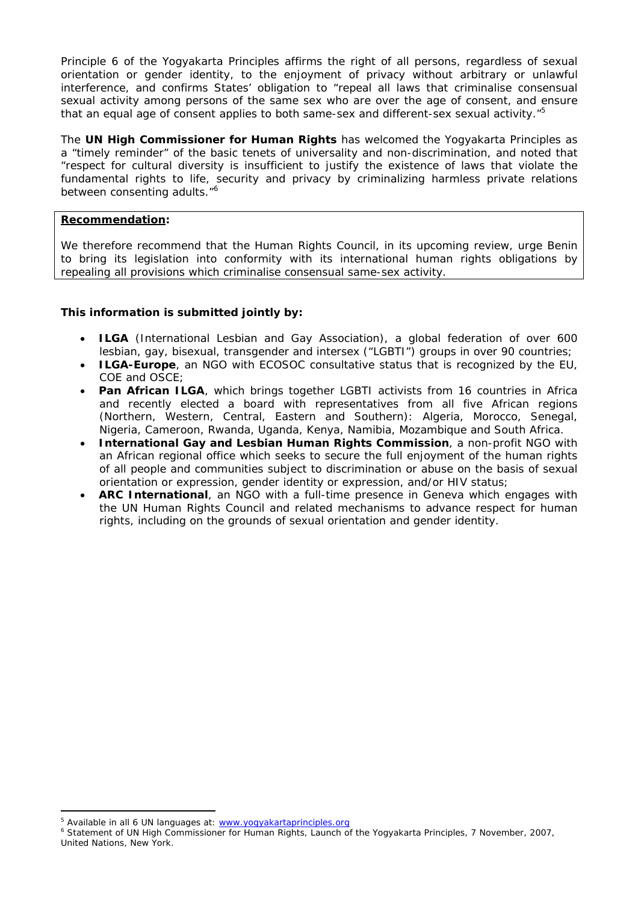Principle 6 of the Yogyakarta Principles affirms the right of all persons, regardless of sexual orientation or gender identity, to the enjoyment of privacy without arbitrary or unlawful interference, and confirms States' obligation to "repeal all laws that criminalise consensual sexual activity among persons of the same sex who are over the age of consent, and ensure that an equal age of consent applies to both same-sex and different-sex sexual activity."[5]

The **UN High Commissioner for Human Rights** has welcomed the Yogyakarta Principles as a "timely reminder" of the basic tenets of universality and non-discrimination, and noted that "respect for cultural diversity is insufficient to justify the existence of laws that violate the fundamental rights to life, security and privacy by criminalizing harmless private relations between consenting adults."[6]

**Recommendation:**

We therefore recommend that the Human Rights Council, in its upcoming review, urge Benin to bring its legislation into conformity with its international human rights obligations by repealing all provisions which criminalise consensual same-sex activity.

**This information is submitted jointly by:**

- **ILGA** (International Lesbian and Gay Association), a global federation of over 600 lesbian, gay, bisexual, transgender and intersex ("LGBTI") groups in over 90 countries;
- **ILGA-Europe**, an NGO with ECOSOC consultative status that is recognized by the EU, COE and OSCE;
- **Pan African ILGA**, which brings together LGBTI activists from 16 countries in Africa and recently elected a board with representatives from all five African regions (Northern, Western, Central, Eastern and Southern): Algeria, Morocco, Senegal, Nigeria, Cameroon, Rwanda, Uganda, Kenya, Namibia, Mozambique and South Africa.
- **International Gay and Lesbian Human Rights Commission**, a non-profit NGO with an African regional office which seeks to secure the full enjoyment of the human rights of all people and communities subject to discrimination or abuse on the basis of sexual orientation or expression, gender identity or expression, and/or HIV status;
- **ARC International**, an NGO with a full-time presence in Geneva which engages with the UN Human Rights Council and related mechanisms to advance respect for human rights, including on the grounds of sexual orientation and gender identity.

---

[5] Available in all 6 UN languages at: www.yogyakartaprinciples.org

[6] Statement of UN High Commissioner for Human Rights, Launch of the Yogyakarta Principles, 7 November, 2007, United Nations, New York.